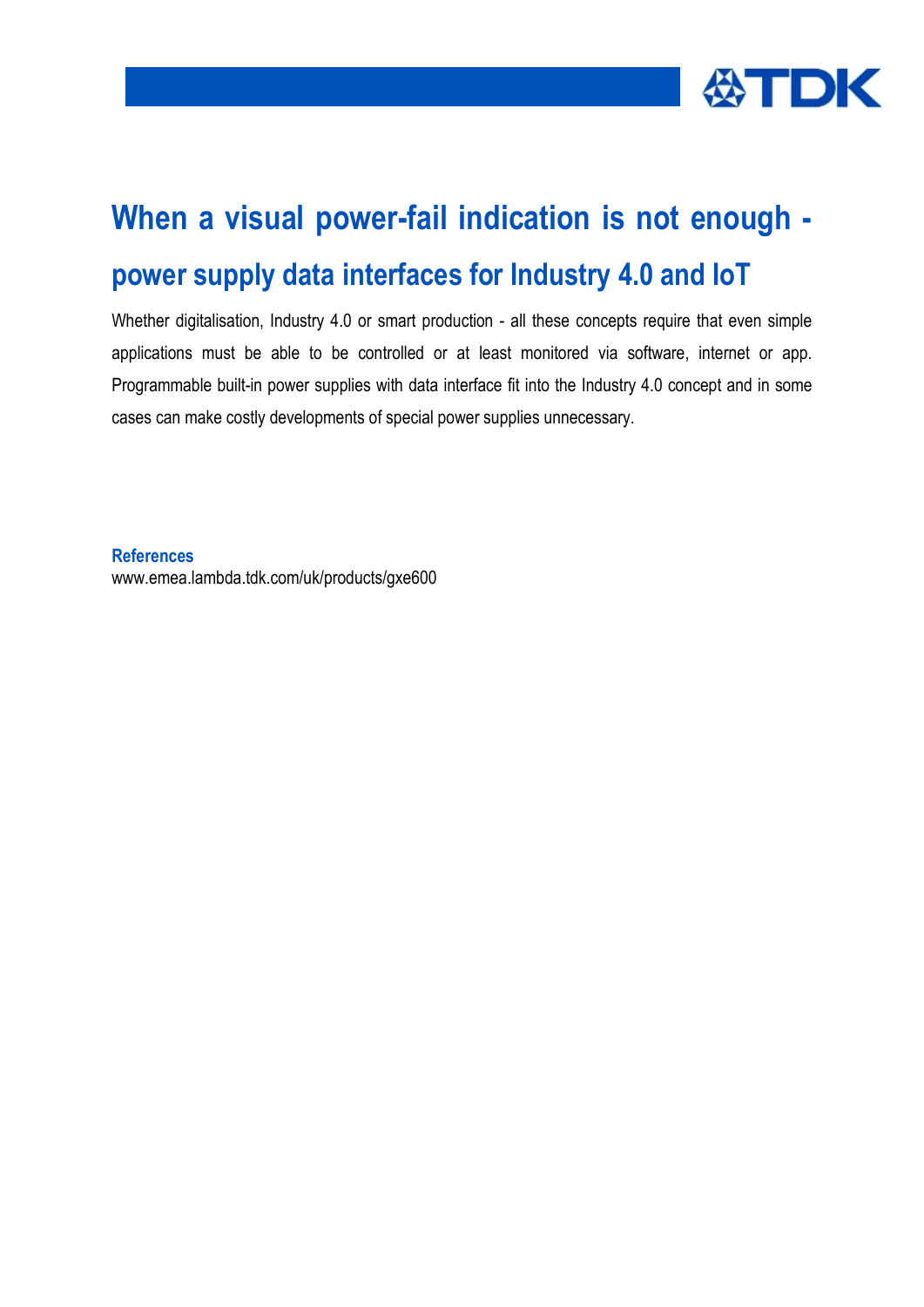# When a visual power-fail indication is not enough - power supply data interfaces for Industry 4.0 and IoT

Whether digitalisation, Industry 4.0 or smart production - all these concepts require that even simple applications must be able to be controlled or at least monitored via software, internet or app. Programmable built-in power supplies with data interface fit into the Industry 4.0 concept and in some cases can make costly developments of special power supplies unnecessary.

## References

www.emea.lambda.tdk.com/uk/products/gxe600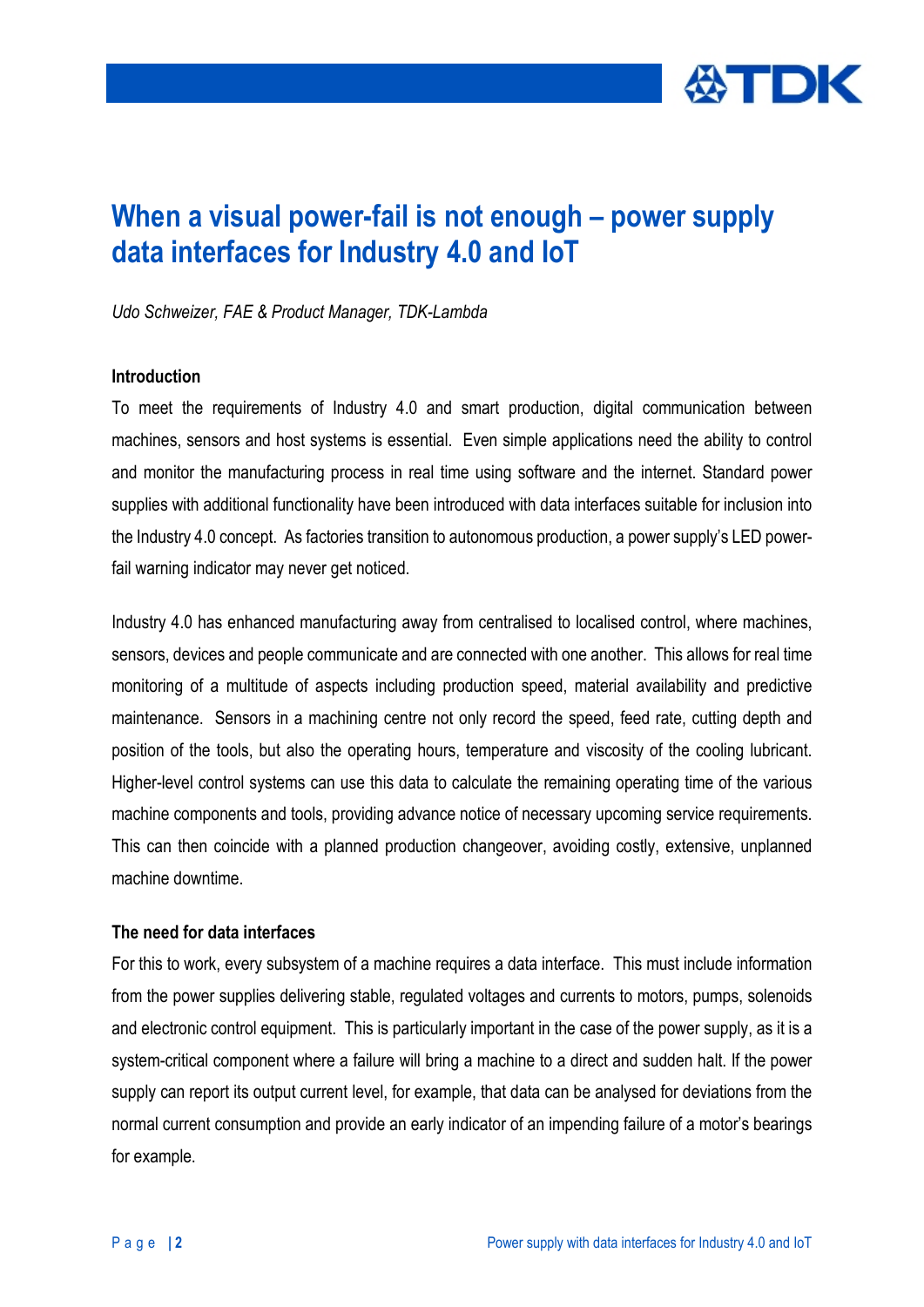# When a visual power-fail is not enough – power supply data interfaces for Industry 4.0 and IoT

*Udo Schweizer, FAE & Product Manager, TDK-Lambda*

**Introduction**

To meet the requirements of Industry 4.0 and smart production, digital communication between machines, sensors and host systems is essential. Even simple applications need the ability to control and monitor the manufacturing process in real time using software and the internet. Standard power supplies with additional functionality have been introduced with data interfaces suitable for inclusion into the Industry 4.0 concept. As factories transition to autonomous production, a power supply's LED power-fail warning indicator may never get noticed.

Industry 4.0 has enhanced manufacturing away from centralised to localised control, where machines, sensors, devices and people communicate and are connected with one another. This allows for real time monitoring of a multitude of aspects including production speed, material availability and predictive maintenance. Sensors in a machining centre not only record the speed, feed rate, cutting depth and position of the tools, but also the operating hours, temperature and viscosity of the cooling lubricant. Higher-level control systems can use this data to calculate the remaining operating time of the various machine components and tools, providing advance notice of necessary upcoming service requirements. This can then coincide with a planned production changeover, avoiding costly, extensive, unplanned machine downtime.

**The need for data interfaces**

For this to work, every subsystem of a machine requires a data interface. This must include information from the power supplies delivering stable, regulated voltages and currents to motors, pumps, solenoids and electronic control equipment. This is particularly important in the case of the power supply, as it is a system-critical component where a failure will bring a machine to a direct and sudden halt. If the power supply can report its output current level, for example, that data can be analysed for deviations from the normal current consumption and provide an early indicator of an impending failure of a motor's bearings for example.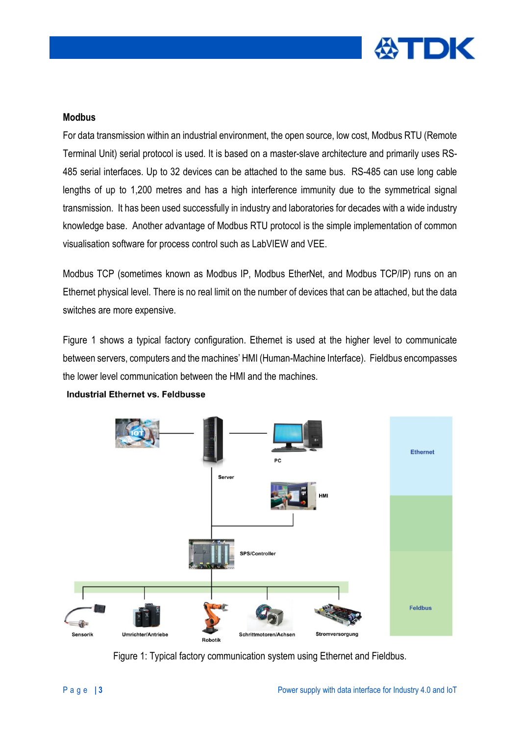## Modbus

For data transmission within an industrial environment, the open source, low cost, Modbus RTU (Remote Terminal Unit) serial protocol is used. It is based on a master-slave architecture and primarily uses RS-485 serial interfaces. Up to 32 devices can be attached to the same bus. RS-485 can use long cable lengths of up to 1,200 metres and has a high interference immunity due to the symmetrical signal transmission. It has been used successfully in industry and laboratories for decades with a wide industry knowledge base. Another advantage of Modbus RTU protocol is the simple implementation of common visualisation software for process control such as LabVIEW and VEE.

Modbus TCP (sometimes known as Modbus IP, Modbus EtherNet, and Modbus TCP/IP) runs on an Ethernet physical level. There is no real limit on the number of devices that can be attached, but the data switches are more expensive.

Figure 1 shows a typical factory configuration. Ethernet is used at the higher level to communicate between servers, computers and the machines' HMI (Human-Machine Interface). Fieldbus encompasses the lower level communication between the HMI and the machines.

**Industrial Ethernet vs. Feldbusse**

IOT | Server | PC | HMI | SPS/Controller | Sensorik | Umrichter/Antriebe | Robotik | Schrittmotoren/Achsen | Stromversorgung | Ethernet | Feldbus

Figure 1: Typical factory communication system using Ethernet and Fieldbus.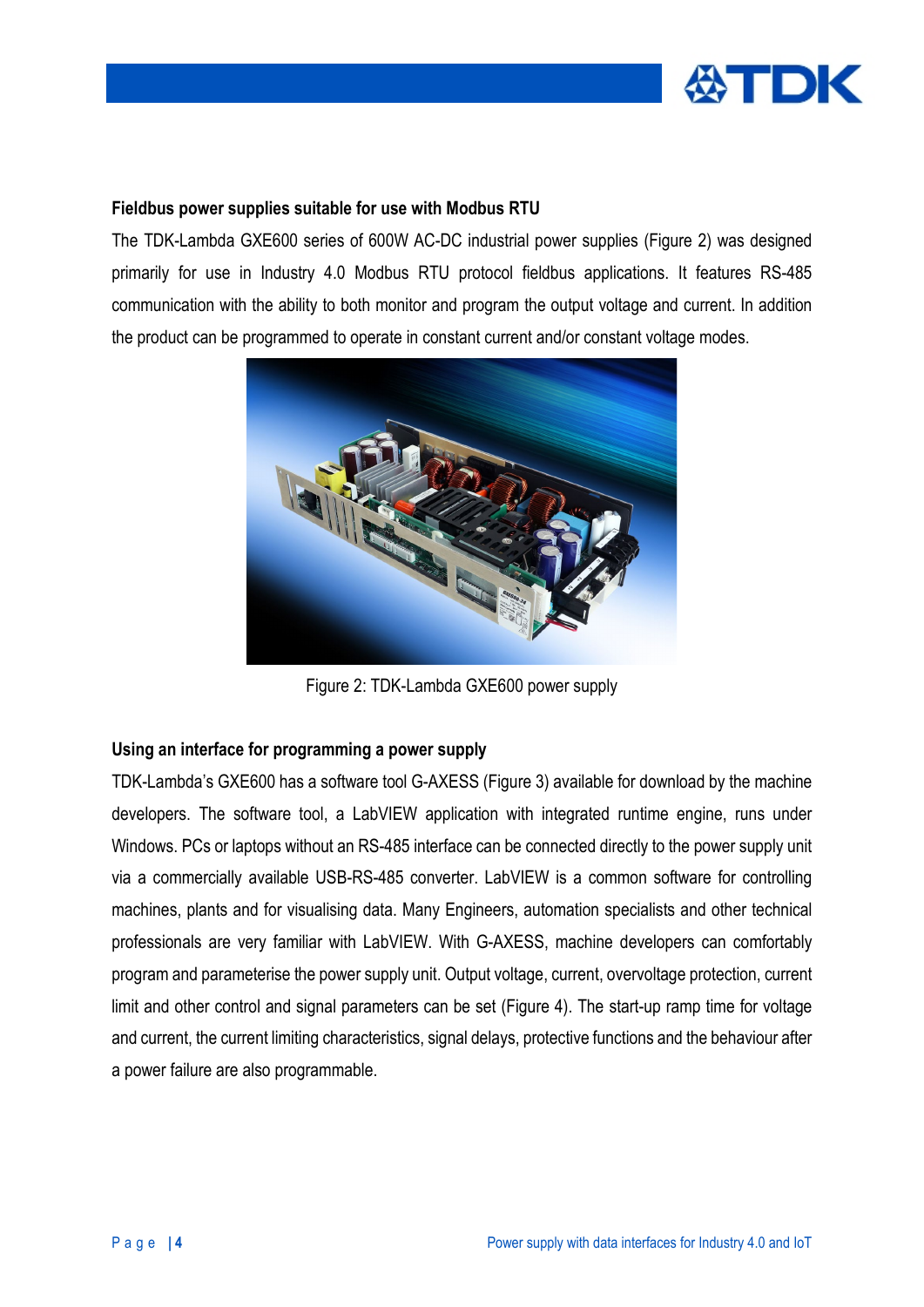### Fieldbus power supplies suitable for use with Modbus RTU

The TDK-Lambda GXE600 series of 600W AC-DC industrial power supplies (Figure 2) was designed primarily for use in Industry 4.0 Modbus RTU protocol fieldbus applications. It features RS-485 communication with the ability to both monitor and program the output voltage and current. In addition the product can be programmed to operate in constant current and/or constant voltage modes.

Figure 2: TDK-Lambda GXE600 power supply

### Using an interface for programming a power supply

TDK-Lambda's GXE600 has a software tool G-AXESS (Figure 3) available for download by the machine developers. The software tool, a LabVIEW application with integrated runtime engine, runs under Windows. PCs or laptops without an RS-485 interface can be connected directly to the power supply unit via a commercially available USB-RS-485 converter. LabVIEW is a common software for controlling machines, plants and for visualising data. Many Engineers, automation specialists and other technical professionals are very familiar with LabVIEW. With G-AXESS, machine developers can comfortably program and parameterise the power supply unit. Output voltage, current, overvoltage protection, current limit and other control and signal parameters can be set (Figure 4). The start-up ramp time for voltage and current, the current limiting characteristics, signal delays, protective functions and the behaviour after a power failure are also programmable.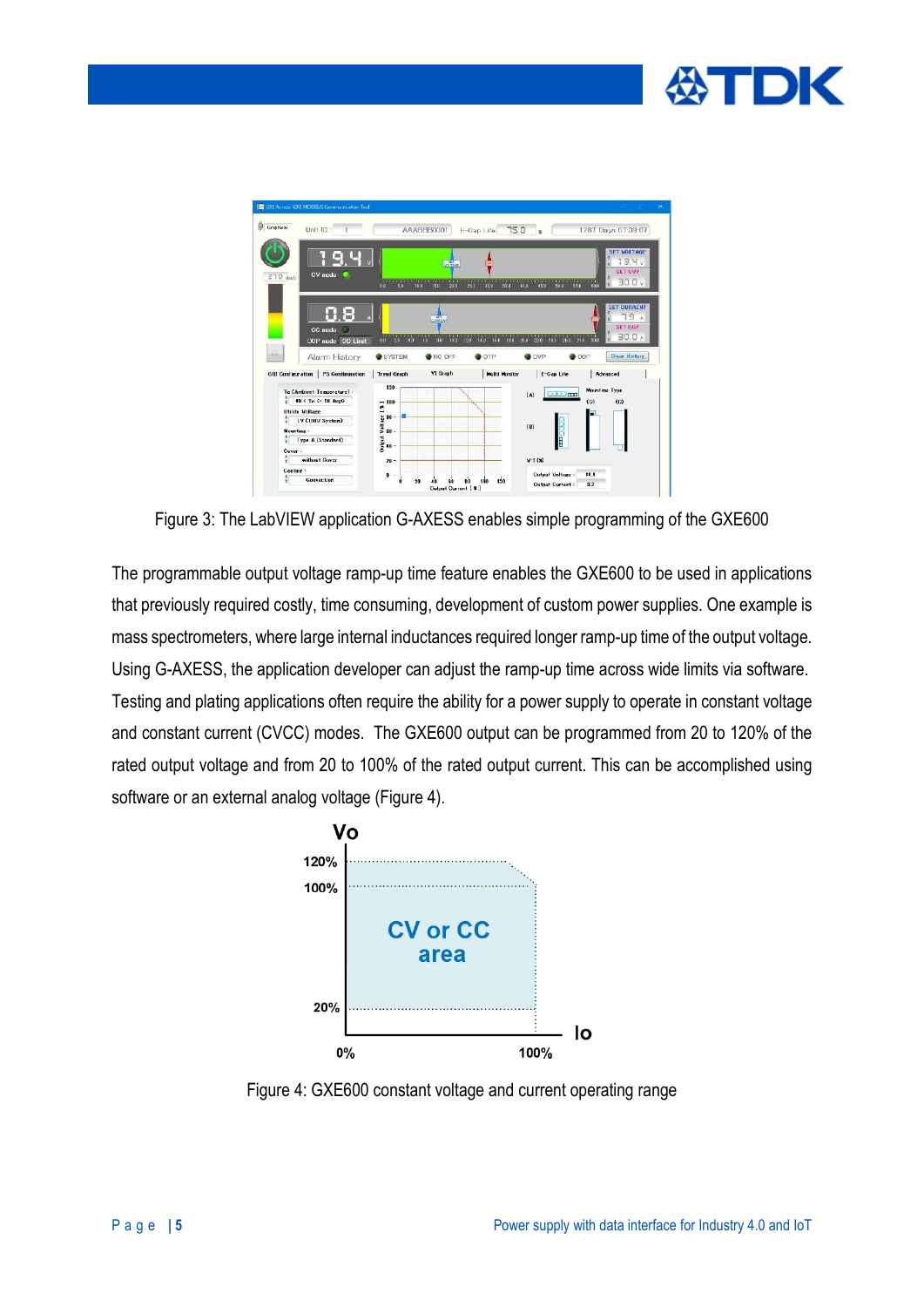Figure 3: The LabVIEW application G-AXESS enables simple programming of the GXE600

The programmable output voltage ramp-up time feature enables the GXE600 to be used in applications that previously required costly, time consuming, development of custom power supplies. One example is mass spectrometers, where large internal inductances required longer ramp-up time of the output voltage. Using G-AXESS, the application developer can adjust the ramp-up time across wide limits via software. Testing and plating applications often require the ability for a power supply to operate in constant voltage and constant current (CVCC) modes. The GXE600 output can be programmed from 20 to 120% of the rated output voltage and from 20 to 100% of the rated output current. This can be accomplished using software or an external analog voltage (Figure 4).

Figure 4: GXE600 constant voltage and current operating range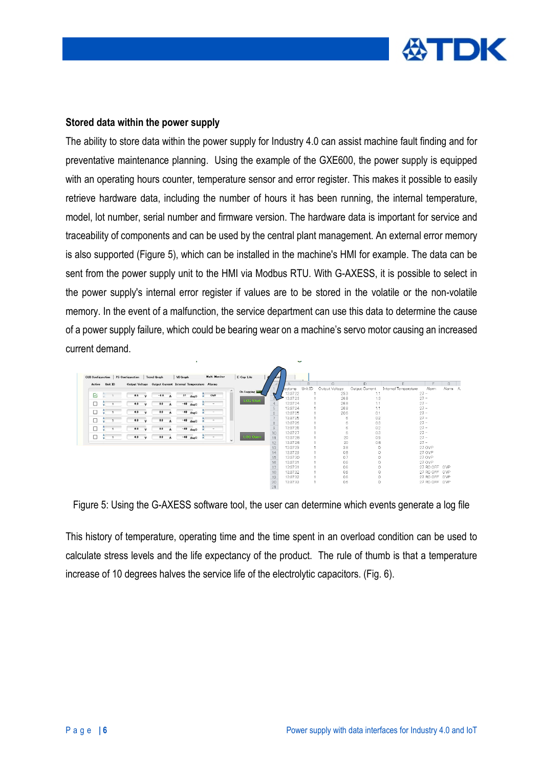### Stored data within the power supply

The ability to store data within the power supply for Industry 4.0 can assist machine fault finding and for preventative maintenance planning. Using the example of the GXE600, the power supply is equipped with an operating hours counter, temperature sensor and error register. This makes it possible to easily retrieve hardware data, including the number of hours it has been running, the internal temperature, model, lot number, serial number and firmware version. The hardware data is important for service and traceability of components and can be used by the central plant management. An external error memory is also supported (Figure 5), which can be installed in the machine's HMI for example. The data can be sent from the power supply unit to the HMI via Modbus RTU. With G-AXESS, it is possible to select in the power supply's internal error register if values are to be stored in the volatile or the non-volatile memory. In the event of a malfunction, the service department can use this data to determine the cause of a power supply failure, which could be bearing wear on a machine's servo motor causing an increased current demand.

Figure 5: Using the G-AXESS software tool, the user can determine which events generate a log file

This history of temperature, operating time and the time spent in an overload condition can be used to calculate stress levels and the life expectancy of the product. The rule of thumb is that a temperature increase of 10 degrees halves the service life of the electrolytic capacitors. (Fig. 6).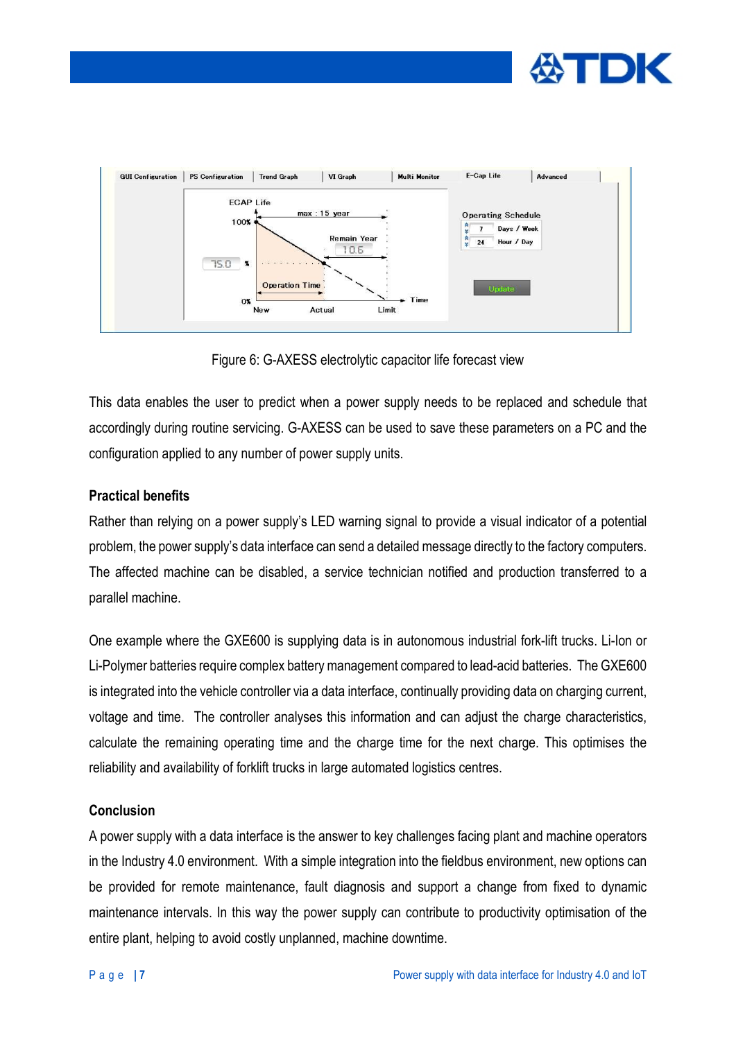Figure 6: G-AXESS electrolytic capacitor life forecast view

This data enables the user to predict when a power supply needs to be replaced and schedule that accordingly during routine servicing. G-AXESS can be used to save these parameters on a PC and the configuration applied to any number of power supply units.

### Practical benefits

Rather than relying on a power supply's LED warning signal to provide a visual indicator of a potential problem, the power supply's data interface can send a detailed message directly to the factory computers. The affected machine can be disabled, a service technician notified and production transferred to a parallel machine.

One example where the GXE600 is supplying data is in autonomous industrial fork-lift trucks. Li-Ion or Li-Polymer batteries require complex battery management compared to lead-acid batteries. The GXE600 is integrated into the vehicle controller via a data interface, continually providing data on charging current, voltage and time. The controller analyses this information and can adjust the charge characteristics, calculate the remaining operating time and the charge time for the next charge. This optimises the reliability and availability of forklift trucks in large automated logistics centres.

### Conclusion

A power supply with a data interface is the answer to key challenges facing plant and machine operators in the Industry 4.0 environment. With a simple integration into the fieldbus environment, new options can be provided for remote maintenance, fault diagnosis and support a change from fixed to dynamic maintenance intervals. In this way the power supply can contribute to productivity optimisation of the entire plant, helping to avoid costly unplanned, machine downtime.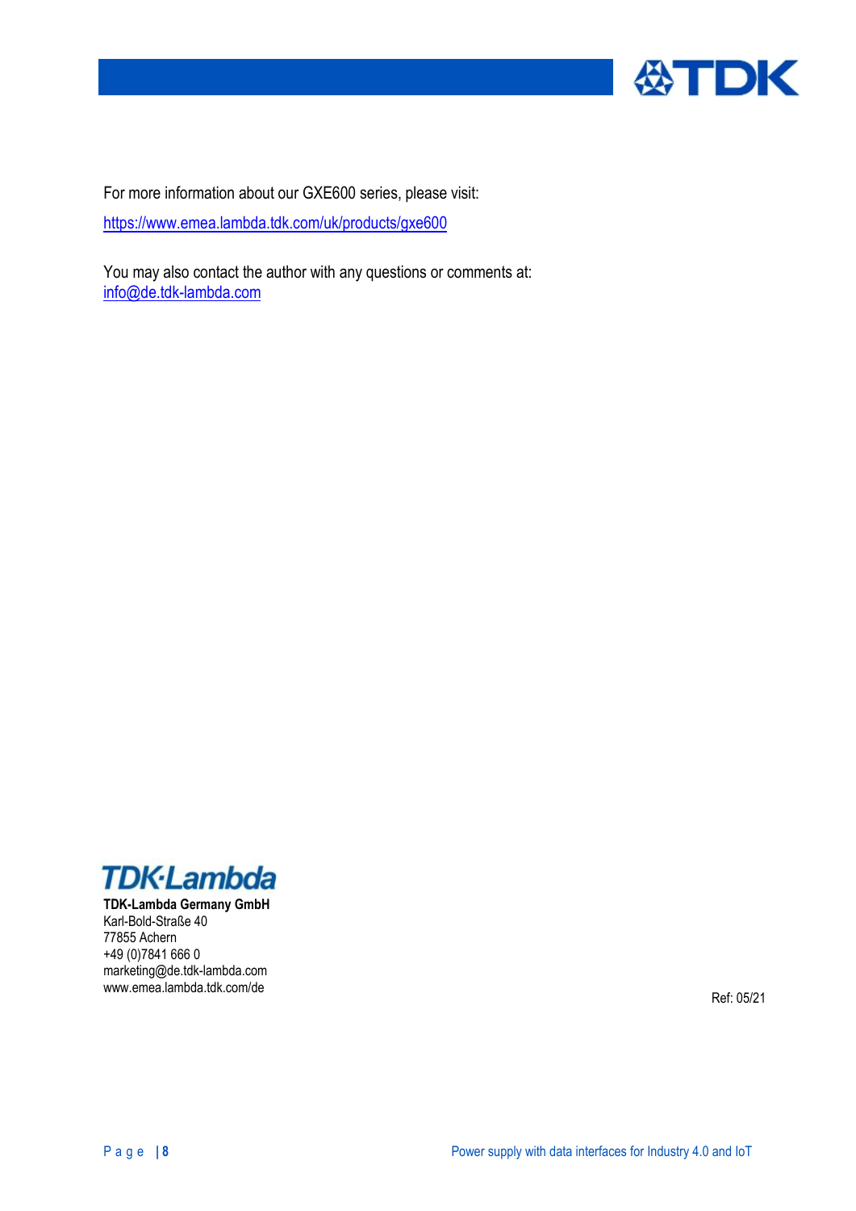For more information about our GXE600 series, please visit:

https://www.emea.lambda.tdk.com/uk/products/gxe600

You may also contact the author with any questions or comments at:
info@de.tdk-lambda.com

TDK-Lambda

**TDK-Lambda Germany GmbH**
Karl-Bold-Straße 40
77855 Achern
+49 (0)7841 666 0
marketing@de.tdk-lambda.com
www.emea.lambda.tdk.com/de

Ref: 05/21